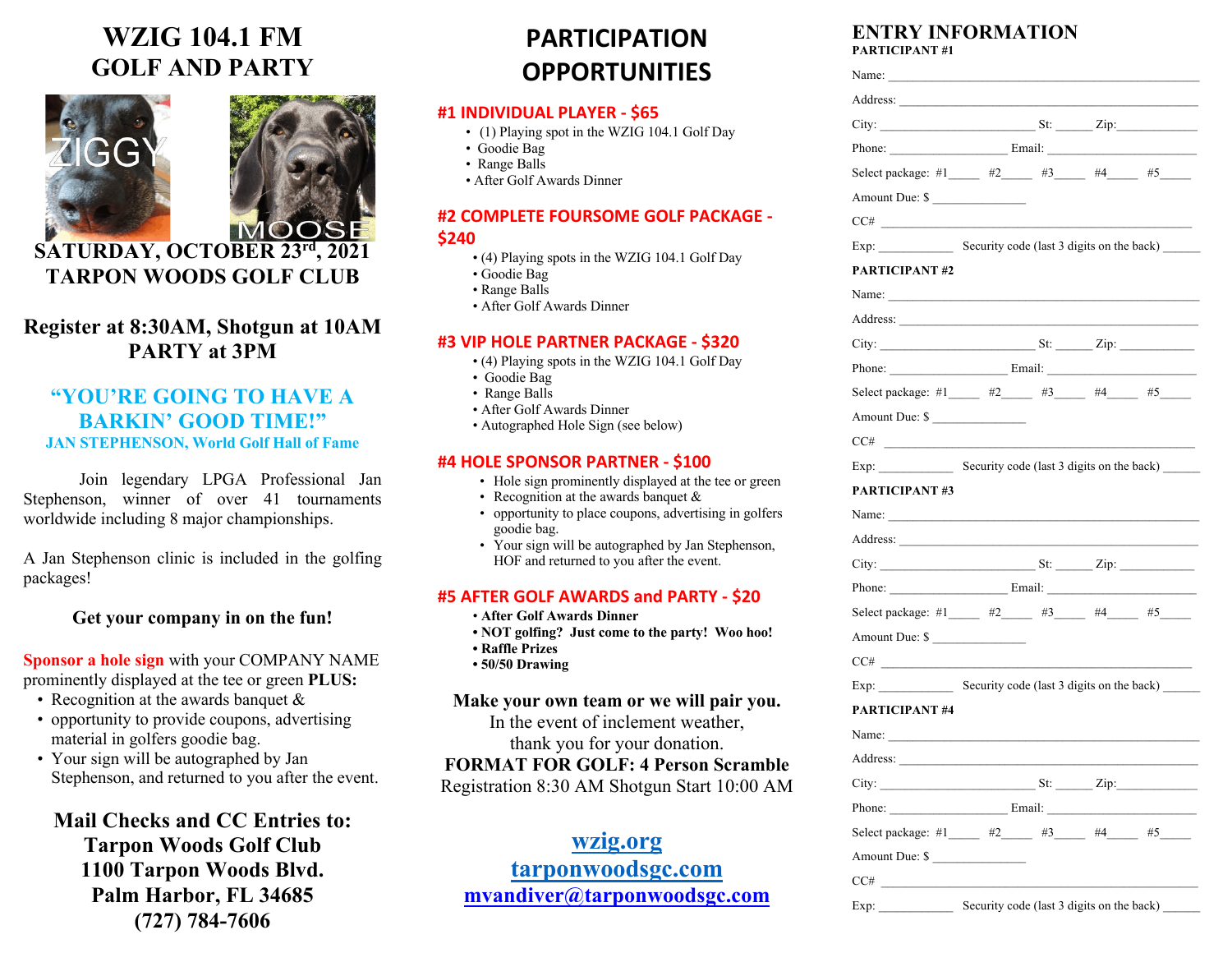# WZIG 104.1 FM
# GOLF AND PARTY

ZIGGY

MOOSE

**SATURDAY, OCTOBER 23rd, 2021**
**TARPON WOODS GOLF CLUB**

**Register at 8:30AM, Shotgun at 10AM**
**PARTY at 3PM**

**"YOU'RE GOING TO HAVE A BARKIN' GOOD TIME!"**
**JAN STEPHENSON, World Golf Hall of Fame**

Join legendary LPGA Professional Jan Stephenson, winner of over 41 tournaments worldwide including 8 major championships.

A Jan Stephenson clinic is included in the golfing packages!

**Get your company in on the fun!**

Sponsor a hole sign with your COMPANY NAME prominently displayed at the tee or green **PLUS:**
- Recognition at the awards banquet &
- opportunity to provide coupons, advertising material in golfers goodie bag.
- Your sign will be autographed by Jan Stephenson, and returned to you after the event.

**Mail Checks and CC Entries to:**
**Tarpon Woods Golf Club**
**1100 Tarpon Woods Blvd.**
**Palm Harbor, FL 34685**
**(727) 784-7606**

# PARTICIPATION OPPORTUNITIES

## #1 INDIVIDUAL PLAYER - $65
- (1) Playing spot in the WZIG 104.1 Golf Day
- Goodie Bag
- Range Balls
- After Golf Awards Dinner

## #2 COMPLETE FOURSOME GOLF PACKAGE - $240
- (4) Playing spots in the WZIG 104.1 Golf Day
- Goodie Bag
- Range Balls
- After Golf Awards Dinner

## #3 VIP HOLE PARTNER PACKAGE - $320
- (4) Playing spots in the WZIG 104.1 Golf Day
- Goodie Bag
- Range Balls
- After Golf Awards Dinner
- Autographed Hole Sign (see below)

## #4 HOLE SPONSOR PARTNER - $100
- Hole sign prominently displayed at the tee or green
- Recognition at the awards banquet &
- opportunity to place coupons, advertising in golfers goodie bag.
- Your sign will be autographed by Jan Stephenson, HOF and returned to you after the event.

## #5 AFTER GOLF AWARDS and PARTY - $20
- **After Golf Awards Dinner**
- **NOT golfing? Just come to the party! Woo hoo!**
- **Raffle Prizes**
- **50/50 Drawing**

**Make your own team or we will pair you.**
In the event of inclement weather,
thank you for your donation.
**FORMAT FOR GOLF: 4 Person Scramble**
Registration 8:30 AM Shotgun Start 10:00 AM

**wzig.org**
**tarponwoodsgc.com**
**mvandiver@tarponwoodsgc.com**

# ENTRY INFORMATION

**PARTICIPANT #1**

Name: ______________________________

Address: ______________________________

City: ____________ St: _____ Zip: __________

Phone: ____________ Email: ______________

Select package: #1_____ #2_____ #3_____ #4_____ #5_____

Amount Due: $ ____________

CC# ______________________________

Exp: __________ Security code (last 3 digits on the back) _____

**PARTICIPANT #2**

Name: ______________________________

Address: ______________________________

City: ____________ St: _____ Zip: __________

Phone: ____________ Email: ______________

Select package: #1_____ #2_____ #3_____ #4_____ #5_____

Amount Due: $ ____________

CC# ______________________________

Exp: __________ Security code (last 3 digits on the back) _____

**PARTICIPANT #3**

Name: ______________________________

Address: ______________________________

City: ____________ St: _____ Zip: __________

Phone: ____________ Email: ______________

Select package: #1_____ #2_____ #3_____ #4_____ #5_____

Amount Due: $ ____________

CC# ______________________________

Exp: __________ Security code (last 3 digits on the back) _____

**PARTICIPANT #4**

Name: ______________________________

Address: ______________________________

City: ____________ St: _____ Zip: __________

Phone: ____________ Email: ______________

Select package: #1_____ #2_____ #3_____ #4_____ #5_____

Amount Due: $ ____________

CC# ______________________________

Exp: __________ Security code (last 3 digits on the back) _____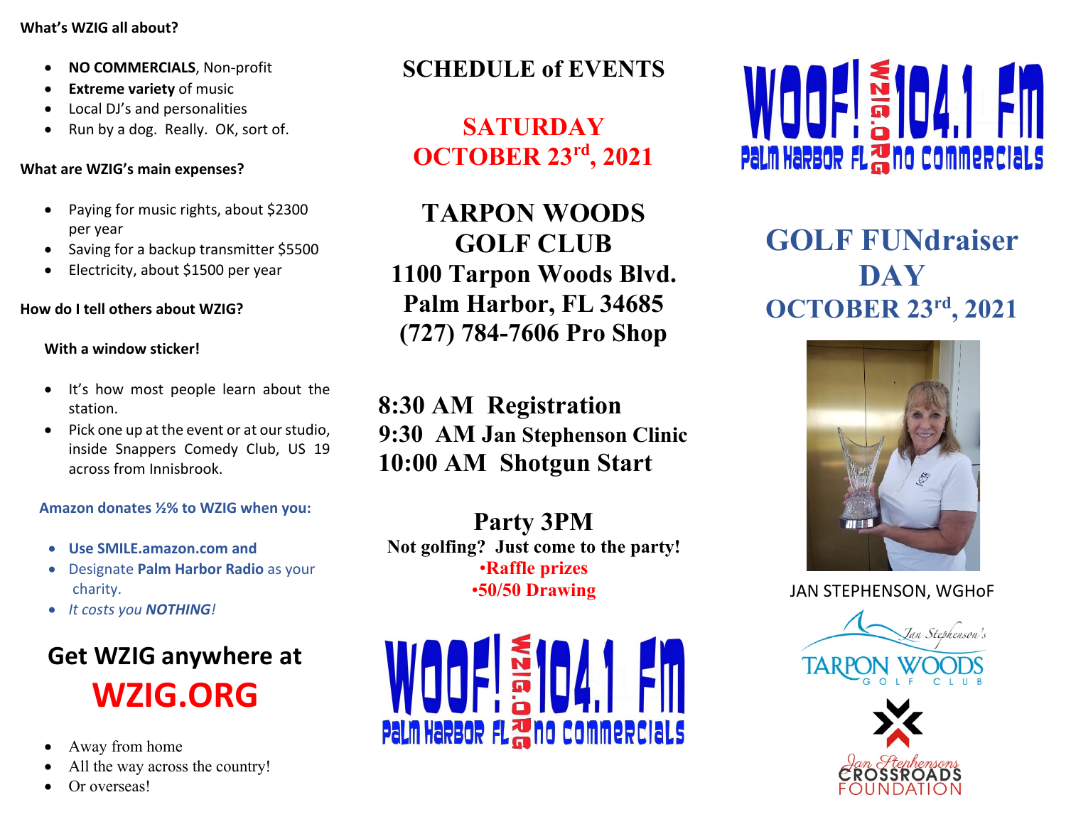**What's WZIG all about?**

- **NO COMMERCIALS**, Non-profit
- **Extreme variety** of music
- Local DJ's and personalities
- Run by a dog. Really. OK, sort of.

**What are WZIG's main expenses?**

- Paying for music rights, about $2300 per year
- Saving for a backup transmitter $5500
- Electricity, about $1500 per year

**How do I tell others about WZIG?**

**With a window sticker!**

- It's how most people learn about the station.
- Pick one up at the event or at our studio, inside Snappers Comedy Club, US 19 across from Innisbrook.

**Amazon donates ½% to WZIG when you:**

- **Use SMILE.amazon.com and**
- Designate **Palm Harbor Radio** as your charity.
- *It costs you* ***NOTHING****!*

## Get WZIG anywhere at

# WZIG.ORG

- Away from home
- All the way across the country!
- Or overseas!

## SCHEDULE of EVENTS

**SATURDAY**
**OCTOBER 23rd, 2021**

**TARPON WOODS**
**GOLF CLUB**
**1100 Tarpon Woods Blvd.**
**Palm Harbor, FL 34685**
**(727) 784-7606 Pro Shop**

**8:30 AM Registration**
**9:30 AM Jan Stephenson Clinic**
**10:00 AM Shotgun Start**

**Party 3PM**
**Not golfing? Just come to the party!**
**•Raffle prizes**
**•50/50 Drawing**

WOOF! WZIG.ORG 104.1 FM
Palm Harbor FL no commercials

WOOF! WZIG.ORG 104.1 FM
Palm Harbor FL no commercials

# GOLF FUNdraiser DAY
## OCTOBER 23rd, 2021

JAN STEPHENSON, WGHoF

Jan Stephenson's TARPON WOODS GOLF CLUB

Jan Stephensons CROSSROADS FOUNDATION